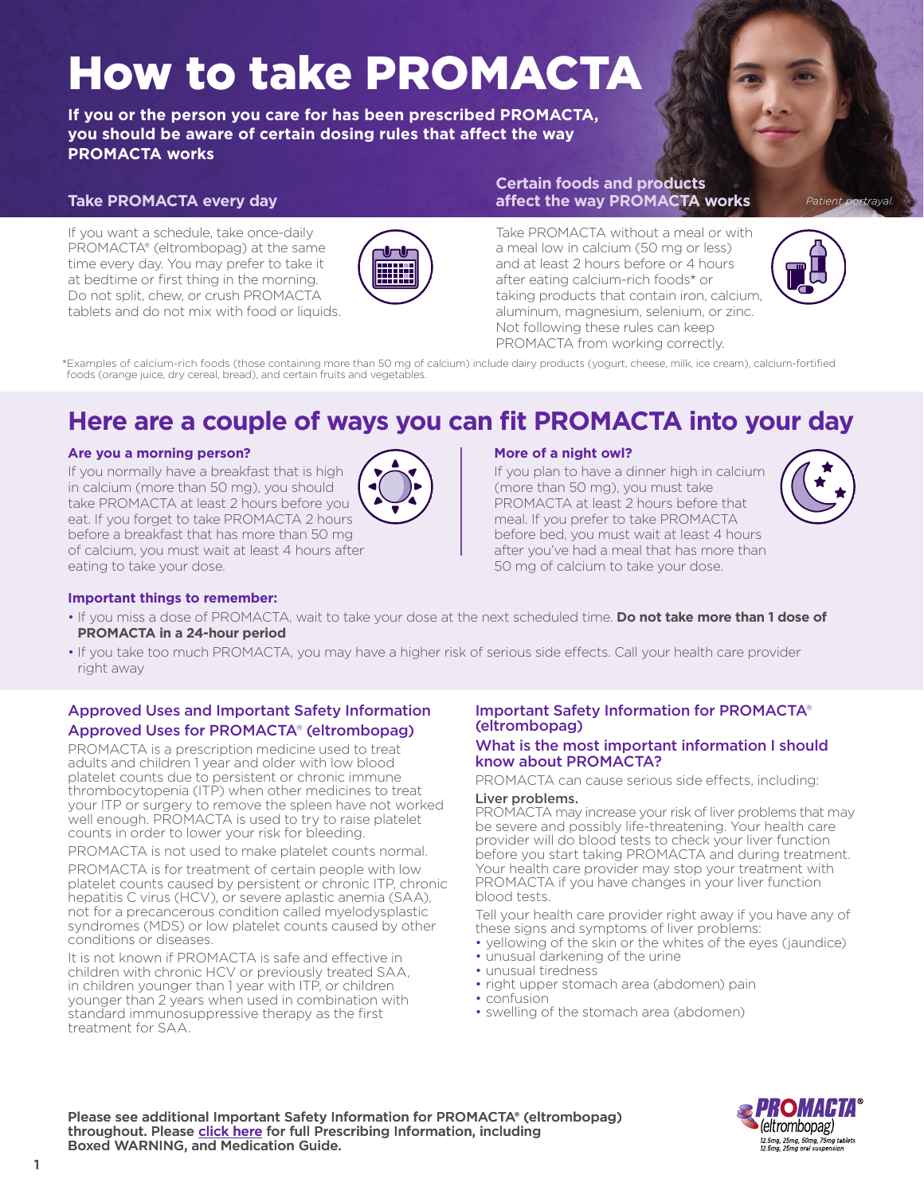# How to take PROMACTA

**If you or the person you care for has been prescribed PROMACTA, you should be aware of certain dosing rules that affect the way PROMACTA works**

*Patient portrayal.*

### Take PROMACTA every day

If you want a schedule, take once-daily PROMACTA® (eltrombopag) at the same time every day. You may prefer to take it at bedtime or first thing in the morning. Do not split, chew, or crush PROMACTA tablets and do not mix with food or liquids.

### Certain foods and products affect the way PROMACTA works

Take PROMACTA without a meal or with a meal low in calcium (50 mg or less) and at least 2 hours before or 4 hours after eating calcium-rich foods* or taking products that contain iron, calcium, aluminum, magnesium, selenium, or zinc. Not following these rules can keep PROMACTA from working correctly.

*Examples of calcium-rich foods (those containing more than 50 mg of calcium) include dairy products (yogurt, cheese, milk, ice cream), calcium-fortified foods (orange juice, dry cereal, bread), and certain fruits and vegetables.

## Here are a couple of ways you can fit PROMACTA into your day

### Are you a morning person?

If you normally have a breakfast that is high in calcium (more than 50 mg), you should take PROMACTA at least 2 hours before you eat. If you forget to take PROMACTA 2 hours before a breakfast that has more than 50 mg of calcium, you must wait at least 4 hours after eating to take your dose.

### More of a night owl?

If you plan to have a dinner high in calcium (more than 50 mg), you must take PROMACTA at least 2 hours before that meal. If you prefer to take PROMACTA before bed, you must wait at least 4 hours after you've had a meal that has more than 50 mg of calcium to take your dose.

### Important things to remember:

- If you miss a dose of PROMACTA, wait to take your dose at the next scheduled time. **Do not take more than 1 dose of PROMACTA in a 24-hour period**
- If you take too much PROMACTA, you may have a higher risk of serious side effects. Call your health care provider right away

## Approved Uses and Important Safety Information

### Approved Uses for PROMACTA® (eltrombopag)

PROMACTA is a prescription medicine used to treat adults and children 1 year and older with low blood platelet counts due to persistent or chronic immune thrombocytopenia (ITP) when other medicines to treat your ITP or surgery to remove the spleen have not worked well enough. PROMACTA is used to try to raise platelet counts in order to lower your risk for bleeding.

PROMACTA is not used to make platelet counts normal.

PROMACTA is for treatment of certain people with low platelet counts caused by persistent or chronic ITP, chronic hepatitis C virus (HCV), or severe aplastic anemia (SAA), not for a precancerous condition called myelodysplastic syndromes (MDS) or low platelet counts caused by other conditions or diseases.

It is not known if PROMACTA is safe and effective in children with chronic HCV or previously treated SAA, in children younger than 1 year with ITP, or children younger than 2 years when used in combination with standard immunosuppressive therapy as the first treatment for SAA.

### Important Safety Information for PROMACTA® (eltrombopag)

### What is the most important information I should know about PROMACTA?

PROMACTA can cause serious side effects, including:

**Liver problems.**
PROMACTA may increase your risk of liver problems that may be severe and possibly life-threatening. Your health care provider will do blood tests to check your liver function before you start taking PROMACTA and during treatment. Your health care provider may stop your treatment with PROMACTA if you have changes in your liver function blood tests.

Tell your health care provider right away if you have any of these signs and symptoms of liver problems:

- yellowing of the skin or the whites of the eyes (jaundice)
- unusual darkening of the urine
- unusual tiredness
- right upper stomach area (abdomen) pain
- confusion
- swelling of the stomach area (abdomen)

**Please see additional Important Safety Information for PROMACTA® (eltrombopag) throughout. Please click here for full Prescribing Information, including Boxed WARNING, and Medication Guide.**

PROMACTA® (eltrombopag) 12.5mg, 25mg, 50mg, 75mg tablets; 12.5mg, 25mg oral suspension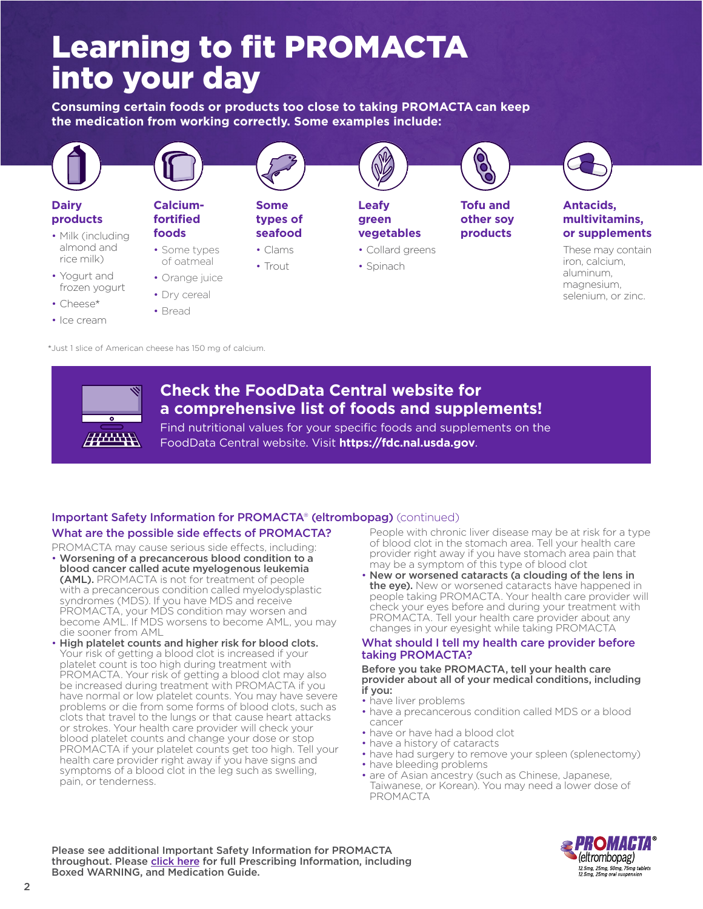# Learning to fit PROMACTA into your day

**Consuming certain foods or products too close to taking PROMACTA can keep the medication from working correctly. Some examples include:**

### Dairy products
- Milk (including almond and rice milk)
- Yogurt and frozen yogurt
- Cheese*
- Ice cream

### Calcium-fortified foods
- Some types of oatmeal
- Orange juice
- Dry cereal
- Bread

### Some types of seafood
- Clams
- Trout

### Leafy green vegetables
- Collard greens
- Spinach

### Tofu and other soy products

### Antacids, multivitamins, or supplements
These may contain iron, calcium, aluminum, magnesium, selenium, or zinc.

*Just 1 slice of American cheese has 150 mg of calcium.

## Check the FoodData Central website for a comprehensive list of foods and supplements!

Find nutritional values for your specific foods and supplements on the FoodData Central website. Visit **https://fdc.nal.usda.gov**.

## Important Safety Information for PROMACTA® (eltrombopag) (continued)

### What are the possible side effects of PROMACTA?

PROMACTA may cause serious side effects, including:

- **Worsening of a precancerous blood condition to a blood cancer called acute myelogenous leukemia (AML).** PROMACTA is not for treatment of people with a precancerous condition called myelodysplastic syndromes (MDS). If you have MDS and receive PROMACTA, your MDS condition may worsen and become AML. If MDS worsens to become AML, you may die sooner from AML
- **High platelet counts and higher risk for blood clots.** Your risk of getting a blood clot is increased if your platelet count is too high during treatment with PROMACTA. Your risk of getting a blood clot may also be increased during treatment with PROMACTA if you have normal or low platelet counts. You may have severe problems or die from some forms of blood clots, such as clots that travel to the lungs or that cause heart attacks or strokes. Your health care provider will check your blood platelet counts and change your dose or stop PROMACTA if your platelet counts get too high. Tell your health care provider right away if you have signs and symptoms of a blood clot in the leg such as swelling, pain, or tenderness.

  People with chronic liver disease may be at risk for a type of blood clot in the stomach area. Tell your health care provider right away if you have stomach area pain that may be a symptom of this type of blood clot
- **New or worsened cataracts (a clouding of the lens in the eye).** New or worsened cataracts have happened in people taking PROMACTA. Your health care provider will check your eyes before and during your treatment with PROMACTA. Tell your health care provider about any changes in your eyesight while taking PROMACTA

### What should I tell my health care provider before taking PROMACTA?

**Before you take PROMACTA, tell your health care provider about all of your medical conditions, including if you:**

- have liver problems
- have a precancerous condition called MDS or a blood cancer
- have or have had a blood clot
- have a history of cataracts
- have had surgery to remove your spleen (splenectomy)
- have bleeding problems
- are of Asian ancestry (such as Chinese, Japanese, Taiwanese, or Korean). You may need a lower dose of PROMACTA

**Please see additional Important Safety Information for PROMACTA throughout. Please click here for full Prescribing Information, including Boxed WARNING, and Medication Guide.**

PROMACTA® (eltrombopag) 12.5mg, 25mg, 50mg, 75mg tablets 12.5mg, 25mg oral suspension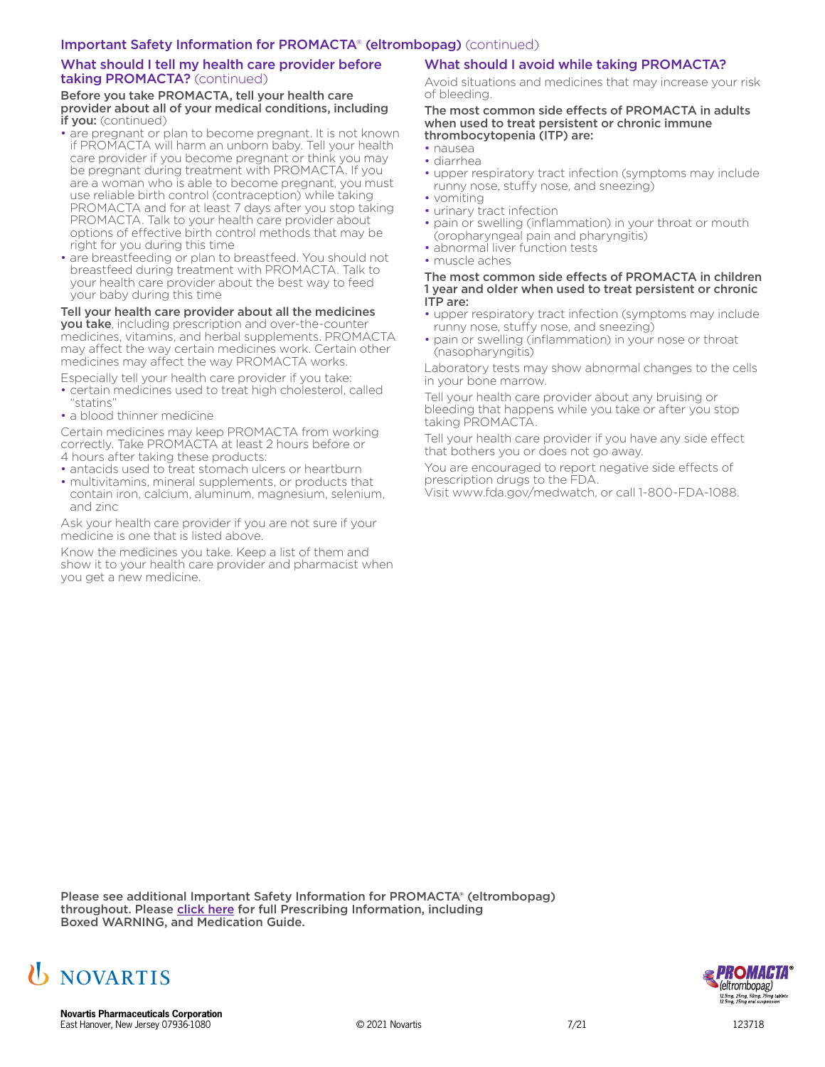## Important Safety Information for PROMACTA® (eltrombopag) (continued)

### What should I tell my health care provider before taking PROMACTA? (continued)

**Before you take PROMACTA, tell your health care provider about all of your medical conditions, including if you:** (continued)

- are pregnant or plan to become pregnant. It is not known if PROMACTA will harm an unborn baby. Tell your health care provider if you become pregnant or think you may be pregnant during treatment with PROMACTA. If you are a woman who is able to become pregnant, you must use reliable birth control (contraception) while taking PROMACTA and for at least 7 days after you stop taking PROMACTA. Talk to your health care provider about options of effective birth control methods that may be right for you during this time
- are breastfeeding or plan to breastfeed. You should not breastfeed during treatment with PROMACTA. Talk to your health care provider about the best way to feed your baby during this time

**Tell your health care provider about all the medicines you take**, including prescription and over-the-counter medicines, vitamins, and herbal supplements. PROMACTA may affect the way certain medicines work. Certain other medicines may affect the way PROMACTA works.

Especially tell your health care provider if you take:

- certain medicines used to treat high cholesterol, called "statins"
- a blood thinner medicine

Certain medicines may keep PROMACTA from working correctly. Take PROMACTA at least 2 hours before or 4 hours after taking these products:

- antacids used to treat stomach ulcers or heartburn
- multivitamins, mineral supplements, or products that contain iron, calcium, aluminum, magnesium, selenium, and zinc

Ask your health care provider if you are not sure if your medicine is one that is listed above.

Know the medicines you take. Keep a list of them and show it to your health care provider and pharmacist when you get a new medicine.

### What should I avoid while taking PROMACTA?

Avoid situations and medicines that may increase your risk of bleeding.

**The most common side effects of PROMACTA in adults when used to treat persistent or chronic immune thrombocytopenia (ITP) are:**

- nausea
- diarrhea
- upper respiratory tract infection (symptoms may include runny nose, stuffy nose, and sneezing)
- vomiting
- urinary tract infection
- pain or swelling (inflammation) in your throat or mouth (oropharyngeal pain and pharyngitis)
- abnormal liver function tests
- muscle aches

**The most common side effects of PROMACTA in children 1 year and older when used to treat persistent or chronic ITP are:**

- upper respiratory tract infection (symptoms may include runny nose, stuffy nose, and sneezing)
- pain or swelling (inflammation) in your nose or throat (nasopharyngitis)

Laboratory tests may show abnormal changes to the cells in your bone marrow.

Tell your health care provider about any bruising or bleeding that happens while you take or after you stop taking PROMACTA.

Tell your health care provider if you have any side effect that bothers you or does not go away.

You are encouraged to report negative side effects of prescription drugs to the FDA.
Visit www.fda.gov/medwatch, or call 1-800-FDA-1088.

**Please see additional Important Safety Information for PROMACTA® (eltrombopag) throughout. Please click here for full Prescribing Information, including Boxed WARNING, and Medication Guide.**

NOVARTIS

PROMACTA® (eltrombopag) 12.5mg, 25mg, 50mg, 75mg tablets 12.5mg, 25mg oral suspension

**Novartis Pharmaceuticals Corporation**
East Hanover, New Jersey 07936-1080

© 2021 Novartis 7/21 123718